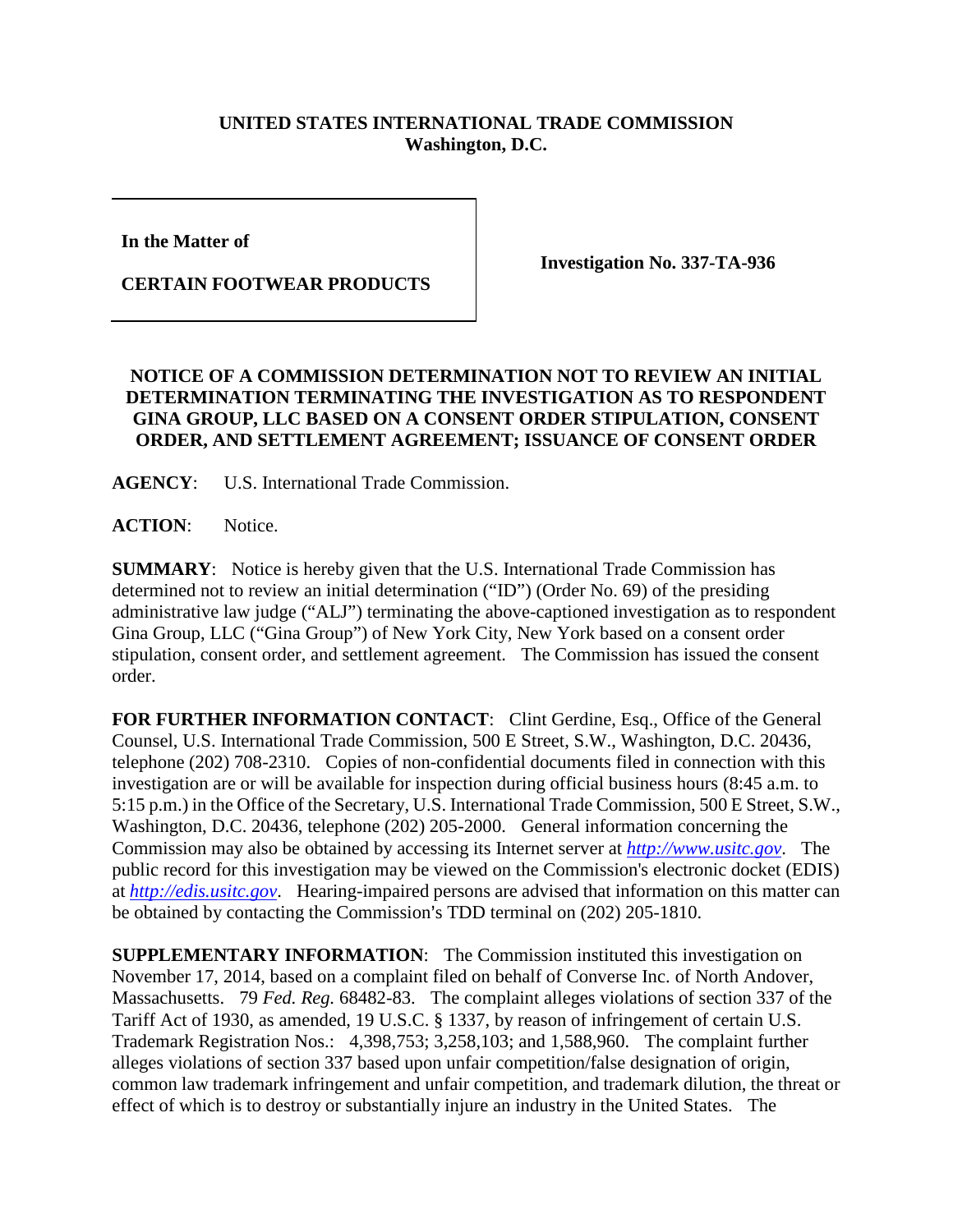**UNITED STATES INTERNATIONAL TRADE COMMISSION**
**Washington, D.C.**

| In the Matter of<br><br>**CERTAIN FOOTWEAR PRODUCTS** | **Investigation No. 337-TA-936** |
|---|---|

**In the Matter of**

**CERTAIN FOOTWEAR PRODUCTS**

**Investigation No. 337-TA-936**

## NOTICE OF A COMMISSION DETERMINATION NOT TO REVIEW AN INITIAL DETERMINATION TERMINATING THE INVESTIGATION AS TO RESPONDENT GINA GROUP, LLC BASED ON A CONSENT ORDER STIPULATION, CONSENT ORDER, AND SETTLEMENT AGREEMENT; ISSUANCE OF CONSENT ORDER

**AGENCY**: U.S. International Trade Commission.

**ACTION**: Notice.

**SUMMARY**: Notice is hereby given that the U.S. International Trade Commission has determined not to review an initial determination ("ID") (Order No. 69) of the presiding administrative law judge ("ALJ") terminating the above-captioned investigation as to respondent Gina Group, LLC ("Gina Group") of New York City, New York based on a consent order stipulation, consent order, and settlement agreement. The Commission has issued the consent order.

**FOR FURTHER INFORMATION CONTACT**: Clint Gerdine, Esq., Office of the General Counsel, U.S. International Trade Commission, 500 E Street, S.W., Washington, D.C. 20436, telephone (202) 708-2310. Copies of non-confidential documents filed in connection with this investigation are or will be available for inspection during official business hours (8:45 a.m. to 5:15 p.m.) in the Office of the Secretary, U.S. International Trade Commission, 500 E Street, S.W., Washington, D.C. 20436, telephone (202) 205-2000. General information concerning the Commission may also be obtained by accessing its Internet server at *http://www.usitc.gov*. The public record for this investigation may be viewed on the Commission's electronic docket (EDIS) at *http://edis.usitc.gov*. Hearing-impaired persons are advised that information on this matter can be obtained by contacting the Commission's TDD terminal on (202) 205-1810.

**SUPPLEMENTARY INFORMATION**: The Commission instituted this investigation on November 17, 2014, based on a complaint filed on behalf of Converse Inc. of North Andover, Massachusetts. 79 *Fed. Reg.* 68482-83. The complaint alleges violations of section 337 of the Tariff Act of 1930, as amended, 19 U.S.C. § 1337, by reason of infringement of certain U.S. Trademark Registration Nos.: 4,398,753; 3,258,103; and 1,588,960. The complaint further alleges violations of section 337 based upon unfair competition/false designation of origin, common law trademark infringement and unfair competition, and trademark dilution, the threat or effect of which is to destroy or substantially injure an industry in the United States. The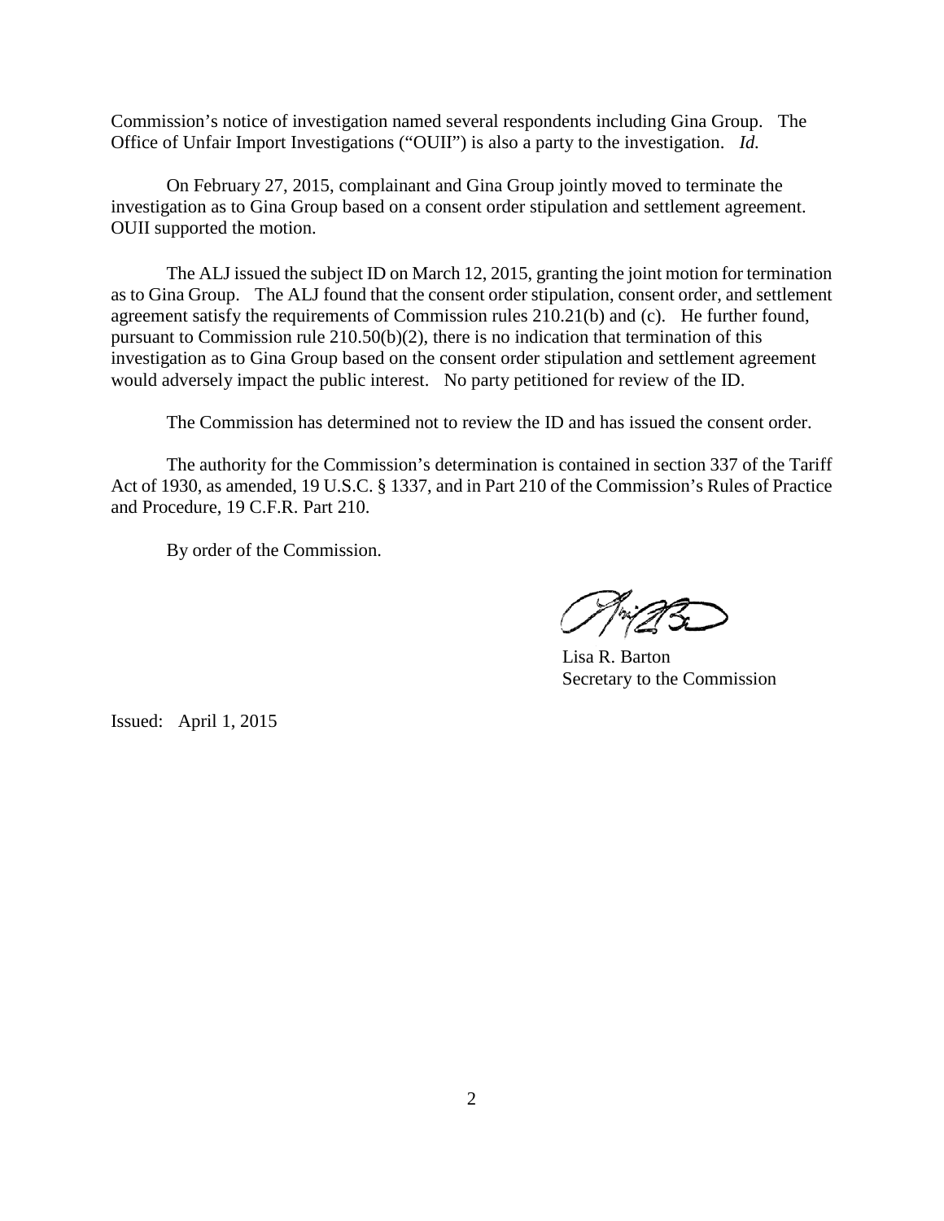Commission's notice of investigation named several respondents including Gina Group. The Office of Unfair Import Investigations ("OUII") is also a party to the investigation. *Id.*

On February 27, 2015, complainant and Gina Group jointly moved to terminate the investigation as to Gina Group based on a consent order stipulation and settlement agreement. OUII supported the motion.

The ALJ issued the subject ID on March 12, 2015, granting the joint motion for termination as to Gina Group. The ALJ found that the consent order stipulation, consent order, and settlement agreement satisfy the requirements of Commission rules 210.21(b) and (c). He further found, pursuant to Commission rule 210.50(b)(2), there is no indication that termination of this investigation as to Gina Group based on the consent order stipulation and settlement agreement would adversely impact the public interest. No party petitioned for review of the ID.

The Commission has determined not to review the ID and has issued the consent order.

The authority for the Commission's determination is contained in section 337 of the Tariff Act of 1930, as amended, 19 U.S.C. § 1337, and in Part 210 of the Commission's Rules of Practice and Procedure, 19 C.F.R. Part 210.

By order of the Commission.

Lisa R. Barton
Secretary to the Commission

Issued: April 1, 2015